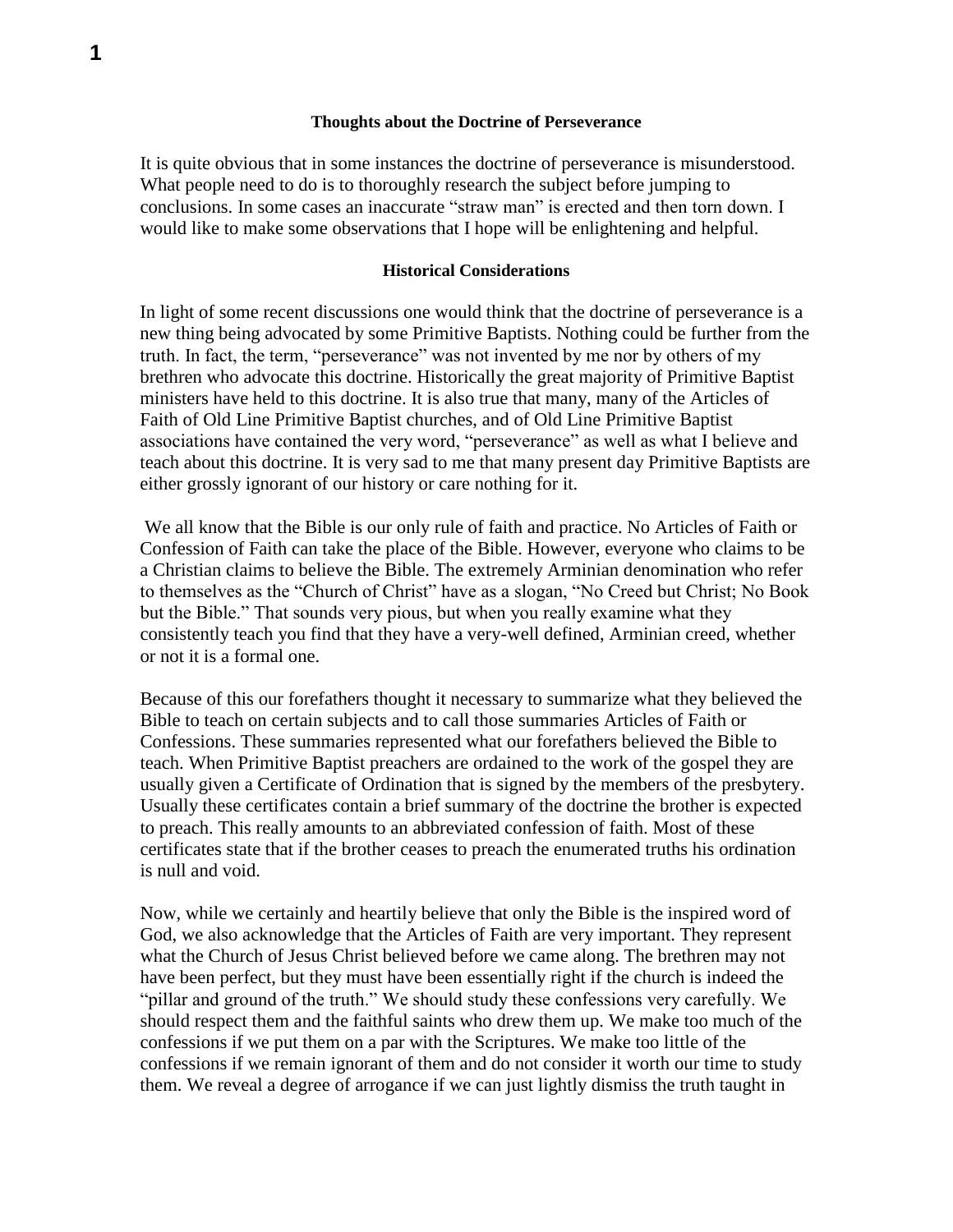## Thoughts about the Doctrine of Perseverance

It is quite obvious that in some instances the doctrine of perseverance is misunderstood. What people need to do is to thoroughly research the subject before jumping to conclusions. In some cases an inaccurate "straw man" is erected and then torn down. I would like to make some observations that I hope will be enlightening and helpful.

### Historical Considerations

In light of some recent discussions one would think that the doctrine of perseverance is a new thing being advocated by some Primitive Baptists. Nothing could be further from the truth. In fact, the term, "perseverance" was not invented by me nor by others of my brethren who advocate this doctrine. Historically the great majority of Primitive Baptist ministers have held to this doctrine. It is also true that many, many of the Articles of Faith of Old Line Primitive Baptist churches, and of Old Line Primitive Baptist associations have contained the very word, "perseverance" as well as what I believe and teach about this doctrine. It is very sad to me that many present day Primitive Baptists are either grossly ignorant of our history or care nothing for it.

We all know that the Bible is our only rule of faith and practice. No Articles of Faith or Confession of Faith can take the place of the Bible. However, everyone who claims to be a Christian claims to believe the Bible. The extremely Arminian denomination who refer to themselves as the "Church of Christ" have as a slogan, "No Creed but Christ; No Book but the Bible." That sounds very pious, but when you really examine what they consistently teach you find that they have a very-well defined, Arminian creed, whether or not it is a formal one.

Because of this our forefathers thought it necessary to summarize what they believed the Bible to teach on certain subjects and to call those summaries Articles of Faith or Confessions. These summaries represented what our forefathers believed the Bible to teach. When Primitive Baptist preachers are ordained to the work of the gospel they are usually given a Certificate of Ordination that is signed by the members of the presbytery. Usually these certificates contain a brief summary of the doctrine the brother is expected to preach. This really amounts to an abbreviated confession of faith. Most of these certificates state that if the brother ceases to preach the enumerated truths his ordination is null and void.

Now, while we certainly and heartily believe that only the Bible is the inspired word of God, we also acknowledge that the Articles of Faith are very important. They represent what the Church of Jesus Christ believed before we came along. The brethren may not have been perfect, but they must have been essentially right if the church is indeed the "pillar and ground of the truth." We should study these confessions very carefully. We should respect them and the faithful saints who drew them up. We make too much of the confessions if we put them on a par with the Scriptures. We make too little of the confessions if we remain ignorant of them and do not consider it worth our time to study them. We reveal a degree of arrogance if we can just lightly dismiss the truth taught in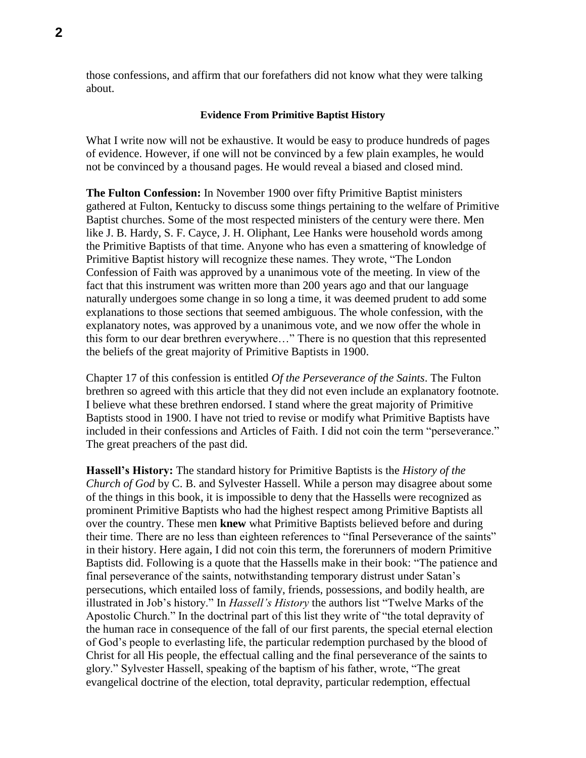those confessions, and affirm that our forefathers did not know what they were talking about.

**Evidence From Primitive Baptist History**

What I write now will not be exhaustive. It would be easy to produce hundreds of pages of evidence. However, if one will not be convinced by a few plain examples, he would not be convinced by a thousand pages. He would reveal a biased and closed mind.

**The Fulton Confession:** In November 1900 over fifty Primitive Baptist ministers gathered at Fulton, Kentucky to discuss some things pertaining to the welfare of Primitive Baptist churches. Some of the most respected ministers of the century were there. Men like J. B. Hardy, S. F. Cayce, J. H. Oliphant, Lee Hanks were household words among the Primitive Baptists of that time. Anyone who has even a smattering of knowledge of Primitive Baptist history will recognize these names. They wrote, "The London Confession of Faith was approved by a unanimous vote of the meeting. In view of the fact that this instrument was written more than 200 years ago and that our language naturally undergoes some change in so long a time, it was deemed prudent to add some explanations to those sections that seemed ambiguous. The whole confession, with the explanatory notes, was approved by a unanimous vote, and we now offer the whole in this form to our dear brethren everywhere…" There is no question that this represented the beliefs of the great majority of Primitive Baptists in 1900.

Chapter 17 of this confession is entitled *Of the Perseverance of the Saints*. The Fulton brethren so agreed with this article that they did not even include an explanatory footnote. I believe what these brethren endorsed. I stand where the great majority of Primitive Baptists stood in 1900. I have not tried to revise or modify what Primitive Baptists have included in their confessions and Articles of Faith. I did not coin the term "perseverance." The great preachers of the past did.

**Hassell's History:** The standard history for Primitive Baptists is the *History of the Church of God* by C. B. and Sylvester Hassell. While a person may disagree about some of the things in this book, it is impossible to deny that the Hassells were recognized as prominent Primitive Baptists who had the highest respect among Primitive Baptists all over the country. These men **knew** what Primitive Baptists believed before and during their time. There are no less than eighteen references to "final Perseverance of the saints" in their history. Here again, I did not coin this term, the forerunners of modern Primitive Baptists did. Following is a quote that the Hassells make in their book: "The patience and final perseverance of the saints, notwithstanding temporary distrust under Satan's persecutions, which entailed loss of family, friends, possessions, and bodily health, are illustrated in Job's history." In *Hassell's History* the authors list "Twelve Marks of the Apostolic Church." In the doctrinal part of this list they write of "the total depravity of the human race in consequence of the fall of our first parents, the special eternal election of God's people to everlasting life, the particular redemption purchased by the blood of Christ for all His people, the effectual calling and the final perseverance of the saints to glory." Sylvester Hassell, speaking of the baptism of his father, wrote, "The great evangelical doctrine of the election, total depravity, particular redemption, effectual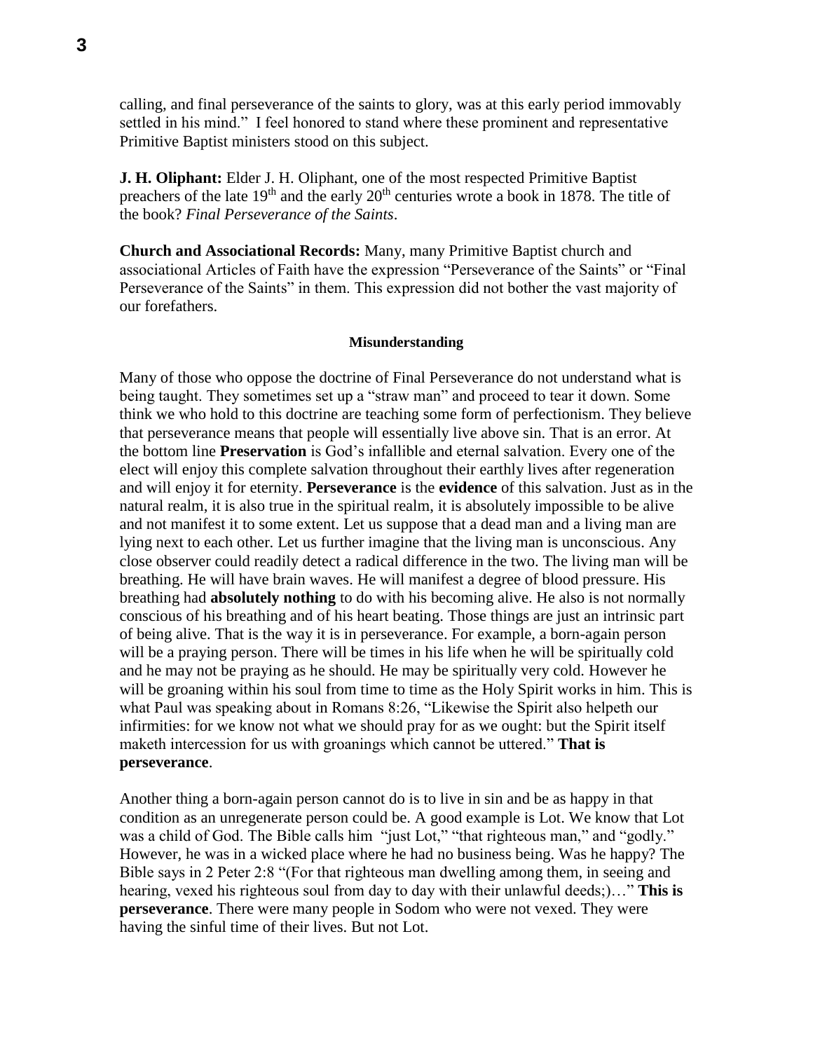calling, and final perseverance of the saints to glory, was at this early period immovably settled in his mind." I feel honored to stand where these prominent and representative Primitive Baptist ministers stood on this subject.

**J. H. Oliphant:** Elder J. H. Oliphant, one of the most respected Primitive Baptist preachers of the late 19th and the early 20th centuries wrote a book in 1878. The title of the book? *Final Perseverance of the Saints*.

**Church and Associational Records:** Many, many Primitive Baptist church and associational Articles of Faith have the expression "Perseverance of the Saints" or "Final Perseverance of the Saints" in them. This expression did not bother the vast majority of our forefathers.

#### Misunderstanding

Many of those who oppose the doctrine of Final Perseverance do not understand what is being taught. They sometimes set up a "straw man" and proceed to tear it down. Some think we who hold to this doctrine are teaching some form of perfectionism. They believe that perseverance means that people will essentially live above sin. That is an error. At the bottom line **Preservation** is God's infallible and eternal salvation. Every one of the elect will enjoy this complete salvation throughout their earthly lives after regeneration and will enjoy it for eternity. **Perseverance** is the **evidence** of this salvation. Just as in the natural realm, it is also true in the spiritual realm, it is absolutely impossible to be alive and not manifest it to some extent. Let us suppose that a dead man and a living man are lying next to each other. Let us further imagine that the living man is unconscious. Any close observer could readily detect a radical difference in the two. The living man will be breathing. He will have brain waves. He will manifest a degree of blood pressure. His breathing had **absolutely nothing** to do with his becoming alive. He also is not normally conscious of his breathing and of his heart beating. Those things are just an intrinsic part of being alive. That is the way it is in perseverance. For example, a born-again person will be a praying person. There will be times in his life when he will be spiritually cold and he may not be praying as he should. He may be spiritually very cold. However he will be groaning within his soul from time to time as the Holy Spirit works in him. This is what Paul was speaking about in Romans 8:26, "Likewise the Spirit also helpeth our infirmities: for we know not what we should pray for as we ought: but the Spirit itself maketh intercession for us with groanings which cannot be uttered." **That is perseverance**.

Another thing a born-again person cannot do is to live in sin and be as happy in that condition as an unregenerate person could be. A good example is Lot. We know that Lot was a child of God. The Bible calls him "just Lot," "that righteous man," and "godly." However, he was in a wicked place where he had no business being. Was he happy? The Bible says in 2 Peter 2:8 "(For that righteous man dwelling among them, in seeing and hearing, vexed his righteous soul from day to day with their unlawful deeds;)…" **This is perseverance**. There were many people in Sodom who were not vexed. They were having the sinful time of their lives. But not Lot.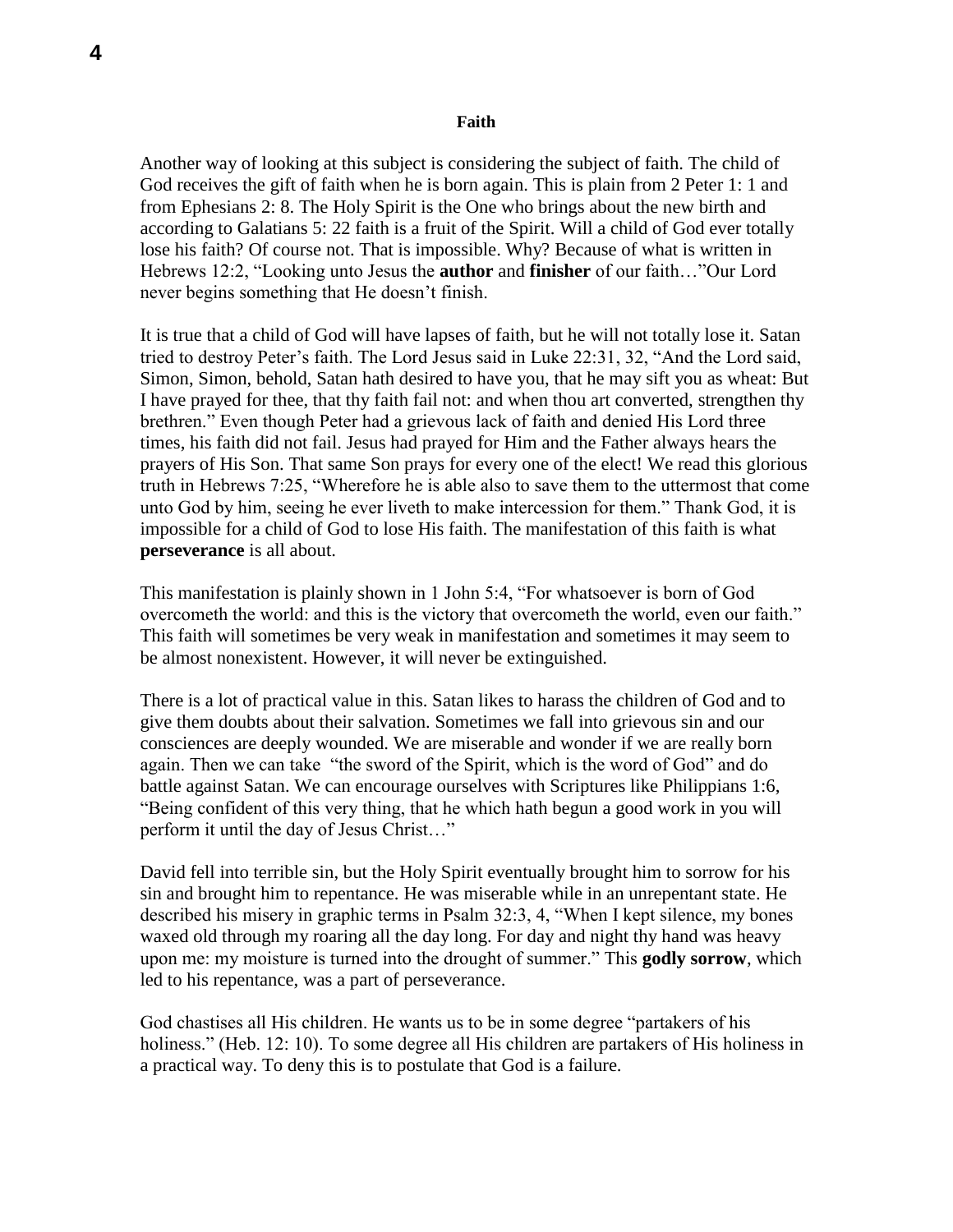## Faith

Another way of looking at this subject is considering the subject of faith. The child of God receives the gift of faith when he is born again. This is plain from 2 Peter 1: 1 and from Ephesians 2: 8. The Holy Spirit is the One who brings about the new birth and according to Galatians 5: 22 faith is a fruit of the Spirit. Will a child of God ever totally lose his faith? Of course not. That is impossible. Why? Because of what is written in Hebrews 12:2, "Looking unto Jesus the **author** and **finisher** of our faith…"Our Lord never begins something that He doesn't finish.

It is true that a child of God will have lapses of faith, but he will not totally lose it. Satan tried to destroy Peter's faith. The Lord Jesus said in Luke 22:31, 32, "And the Lord said, Simon, Simon, behold, Satan hath desired to have you, that he may sift you as wheat: But I have prayed for thee, that thy faith fail not: and when thou art converted, strengthen thy brethren." Even though Peter had a grievous lack of faith and denied His Lord three times, his faith did not fail. Jesus had prayed for Him and the Father always hears the prayers of His Son. That same Son prays for every one of the elect! We read this glorious truth in Hebrews 7:25, "Wherefore he is able also to save them to the uttermost that come unto God by him, seeing he ever liveth to make intercession for them." Thank God, it is impossible for a child of God to lose His faith. The manifestation of this faith is what **perseverance** is all about.

This manifestation is plainly shown in 1 John 5:4, "For whatsoever is born of God overcometh the world: and this is the victory that overcometh the world, even our faith." This faith will sometimes be very weak in manifestation and sometimes it may seem to be almost nonexistent. However, it will never be extinguished.

There is a lot of practical value in this. Satan likes to harass the children of God and to give them doubts about their salvation. Sometimes we fall into grievous sin and our consciences are deeply wounded. We are miserable and wonder if we are really born again. Then we can take "the sword of the Spirit, which is the word of God" and do battle against Satan. We can encourage ourselves with Scriptures like Philippians 1:6, "Being confident of this very thing, that he which hath begun a good work in you will perform it until the day of Jesus Christ…"

David fell into terrible sin, but the Holy Spirit eventually brought him to sorrow for his sin and brought him to repentance. He was miserable while in an unrepentant state. He described his misery in graphic terms in Psalm 32:3, 4, "When I kept silence, my bones waxed old through my roaring all the day long. For day and night thy hand was heavy upon me: my moisture is turned into the drought of summer." This **godly sorrow**, which led to his repentance, was a part of perseverance.

God chastises all His children. He wants us to be in some degree "partakers of his holiness." (Heb. 12: 10). To some degree all His children are partakers of His holiness in a practical way. To deny this is to postulate that God is a failure.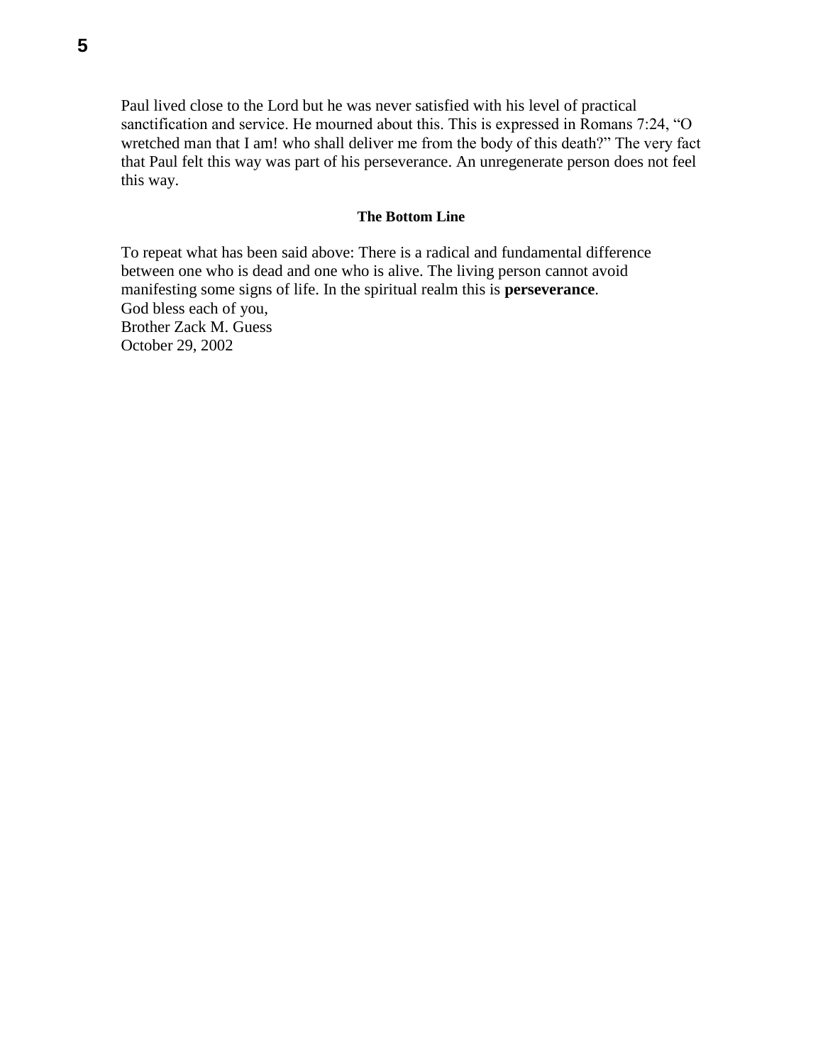Paul lived close to the Lord but he was never satisfied with his level of practical sanctification and service. He mourned about this. This is expressed in Romans 7:24, "O wretched man that I am! who shall deliver me from the body of this death?" The very fact that Paul felt this way was part of his perseverance. An unregenerate person does not feel this way.

### The Bottom Line

To repeat what has been said above: There is a radical and fundamental difference between one who is dead and one who is alive. The living person cannot avoid manifesting some signs of life. In the spiritual realm this is **perseverance**.

God bless each of you,  
Brother Zack M. Guess  
October 29, 2002